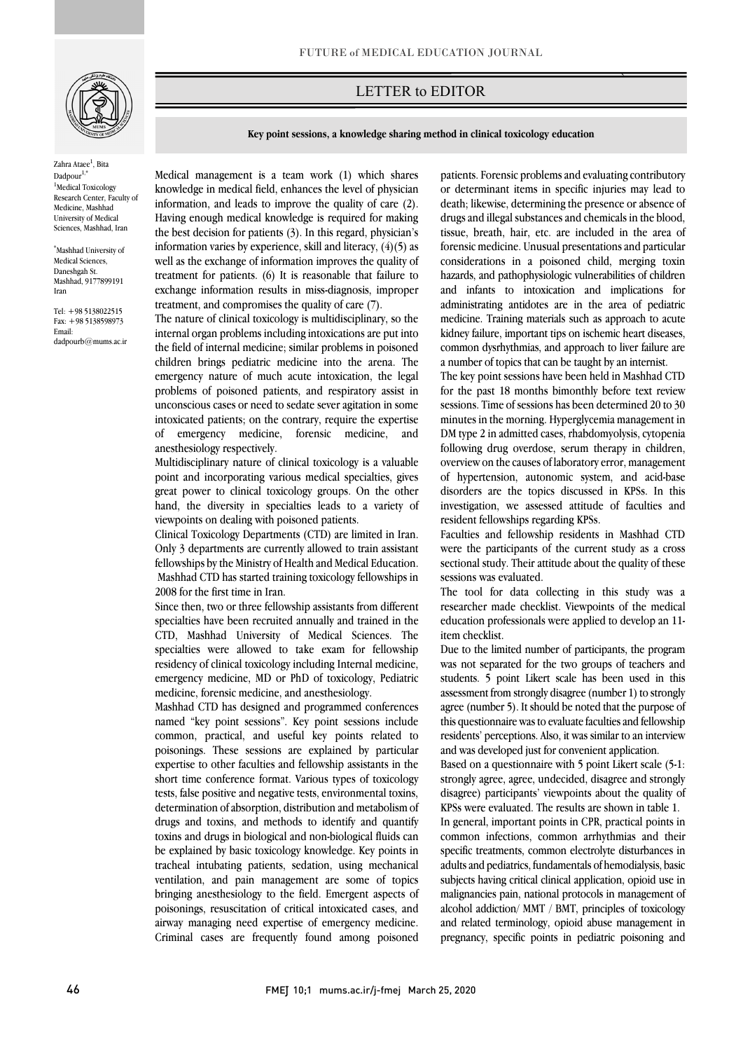LETTER to EDITOR

## Key point sessions, a knowledge sharing method in clinical toxicology education

Zahra Ataee[1], Bita Dadpour[1,*]

[1]Medical Toxicology Research Center, Faculty of Medicine, Mashhad University of Medical Sciences, Mashhad, Iran

[*]Mashhad University of Medical Sciences, Daneshgah St. Mashhad, 9177899191 Iran

Tel: +98 5138022515
Fax: +98 5138598973
Email: dadpourb@mums.ac.ir

Medical management is a team work (1) which shares knowledge in medical field, enhances the level of physician information, and leads to improve the quality of care (2). Having enough medical knowledge is required for making the best decision for patients (3). In this regard, physician's information varies by experience, skill and literacy, (4)(5) as well as the exchange of information improves the quality of treatment for patients. (6) It is reasonable that failure to exchange information results in miss-diagnosis, improper treatment, and compromises the quality of care (7).

The nature of clinical toxicology is multidisciplinary, so the internal organ problems including intoxications are put into the field of internal medicine; similar problems in poisoned children brings pediatric medicine into the arena. The emergency nature of much acute intoxication, the legal problems of poisoned patients, and respiratory assist in unconscious cases or need to sedate sever agitation in some intoxicated patients; on the contrary, require the expertise of emergency medicine, forensic medicine, and anesthesiology respectively.

Multidisciplinary nature of clinical toxicology is a valuable point and incorporating various medical specialties, gives great power to clinical toxicology groups. On the other hand, the diversity in specialties leads to a variety of viewpoints on dealing with poisoned patients.

Clinical Toxicology Departments (CTD) are limited in Iran. Only 3 departments are currently allowed to train assistant fellowships by the Ministry of Health and Medical Education. Mashhad CTD has started training toxicology fellowships in 2008 for the first time in Iran.

Since then, two or three fellowship assistants from different specialties have been recruited annually and trained in the CTD, Mashhad University of Medical Sciences. The specialties were allowed to take exam for fellowship residency of clinical toxicology including Internal medicine, emergency medicine, MD or PhD of toxicology, Pediatric medicine, forensic medicine, and anesthesiology.

Mashhad CTD has designed and programmed conferences named "key point sessions". Key point sessions include common, practical, and useful key points related to poisonings. These sessions are explained by particular expertise to other faculties and fellowship assistants in the short time conference format. Various types of toxicology tests, false positive and negative tests, environmental toxins, determination of absorption, distribution and metabolism of drugs and toxins, and methods to identify and quantify toxins and drugs in biological and non-biological fluids can be explained by basic toxicology knowledge. Key points in tracheal intubating patients, sedation, using mechanical ventilation, and pain management are some of topics bringing anesthesiology to the field. Emergent aspects of poisonings, resuscitation of critical intoxicated cases, and airway managing need expertise of emergency medicine. Criminal cases are frequently found among poisoned patients. Forensic problems and evaluating contributory or determinant items in specific injuries may lead to death; likewise, determining the presence or absence of drugs and illegal substances and chemicals in the blood, tissue, breath, hair, etc. are included in the area of forensic medicine. Unusual presentations and particular considerations in a poisoned child, merging toxin hazards, and pathophysiologic vulnerabilities of children and infants to intoxication and implications for administrating antidotes are in the area of pediatric medicine. Training materials such as approach to acute kidney failure, important tips on ischemic heart diseases, common dysrhythmias, and approach to liver failure are a number of topics that can be taught by an internist.

The key point sessions have been held in Mashhad CTD for the past 18 months bimonthly before text review sessions. Time of sessions has been determined 20 to 30 minutes in the morning. Hyperglycemia management in DM type 2 in admitted cases, rhabdomyolysis, cytopenia following drug overdose, serum therapy in children, overview on the causes of laboratory error, management of hypertension, autonomic system, and acid-base disorders are the topics discussed in KPSs. In this investigation, we assessed attitude of faculties and resident fellowships regarding KPSs.

Faculties and fellowship residents in Mashhad CTD were the participants of the current study as a cross sectional study. Their attitude about the quality of these sessions was evaluated.

The tool for data collecting in this study was a researcher made checklist. Viewpoints of the medical education professionals were applied to develop an 11-item checklist.

Due to the limited number of participants, the program was not separated for the two groups of teachers and students. 5 point Likert scale has been used in this assessment from strongly disagree (number 1) to strongly agree (number 5). It should be noted that the purpose of this questionnaire was to evaluate faculties and fellowship residents' perceptions. Also, it was similar to an interview and was developed just for convenient application.

Based on a questionnaire with 5 point Likert scale (5-1: strongly agree, agree, undecided, disagree and strongly disagree) participants' viewpoints about the quality of KPSs were evaluated. The results are shown in table 1.

In general, important points in CPR, practical points in common infections, common arrhythmias and their specific treatments, common electrolyte disturbances in adults and pediatrics, fundamentals of hemodialysis, basic subjects having critical clinical application, opioid use in malignancies pain, national protocols in management of alcohol addiction/ MMT / BMT, principles of toxicology and related terminology, opioid abuse management in pregnancy, specific points in pediatric poisoning and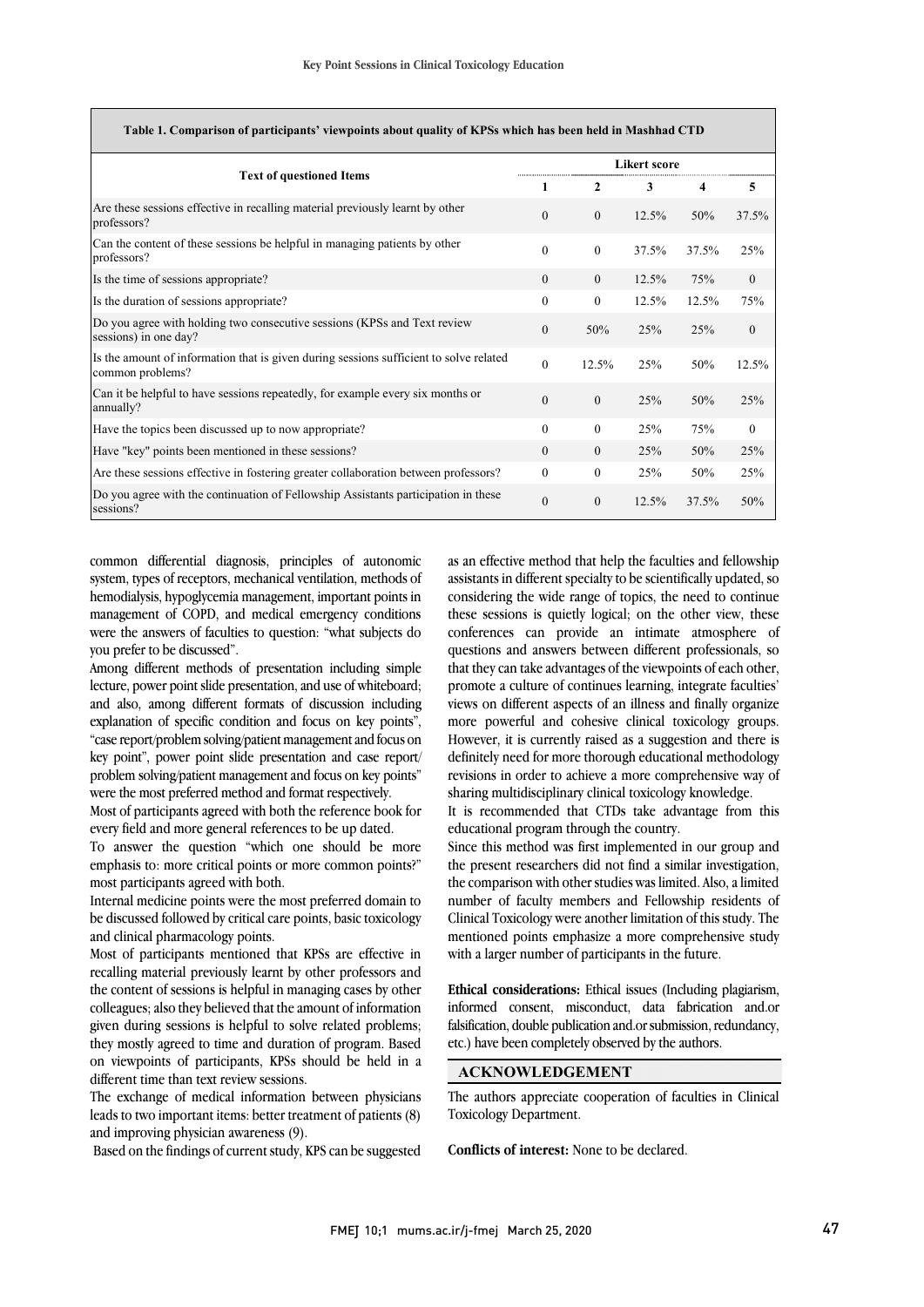**Table 1. Comparison of participants' viewpoints about quality of KPSs which has been held in Mashhad CTD**

| Text of questioned Items | Likert score | | | | |
|---|---|---|---|---|---|
| | 1 | 2 | 3 | 4 | 5 |
| Are these sessions effective in recalling material previously learnt by other professors? | 0 | 0 | 12.5% | 50% | 37.5% |
| Can the content of these sessions be helpful in managing patients by other professors? | 0 | 0 | 37.5% | 37.5% | 25% |
| Is the time of sessions appropriate? | 0 | 0 | 12.5% | 75% | 0 |
| Is the duration of sessions appropriate? | 0 | 0 | 12.5% | 12.5% | 75% |
| Do you agree with holding two consecutive sessions (KPSs and Text review sessions) in one day? | 0 | 50% | 25% | 25% | 0 |
| Is the amount of information that is given during sessions sufficient to solve related common problems? | 0 | 12.5% | 25% | 50% | 12.5% |
| Can it be helpful to have sessions repeatedly, for example every six months or annually? | 0 | 0 | 25% | 50% | 25% |
| Have the topics been discussed up to now appropriate? | 0 | 0 | 25% | 75% | 0 |
| Have "key" points been mentioned in these sessions? | 0 | 0 | 25% | 50% | 25% |
| Are these sessions effective in fostering greater collaboration between professors? | 0 | 0 | 25% | 50% | 25% |
| Do you agree with the continuation of Fellowship Assistants participation in these sessions? | 0 | 0 | 12.5% | 37.5% | 50% |

common differential diagnosis, principles of autonomic system, types of receptors, mechanical ventilation, methods of hemodialysis, hypoglycemia management, important points in management of COPD, and medical emergency conditions were the answers of faculties to question: "what subjects do you prefer to be discussed".

Among different methods of presentation including simple lecture, power point slide presentation, and use of whiteboard; and also, among different formats of discussion including explanation of specific condition and focus on key points", "case report/problem solving/patient management and focus on key point", power point slide presentation and case report/problem solving/patient management and focus on key points" were the most preferred method and format respectively.

Most of participants agreed with both the reference book for every field and more general references to be up dated.

To answer the question "which one should be more emphasis to: more critical points or more common points?" most participants agreed with both.

Internal medicine points were the most preferred domain to be discussed followed by critical care points, basic toxicology and clinical pharmacology points.

Most of participants mentioned that KPSs are effective in recalling material previously learnt by other professors and the content of sessions is helpful in managing cases by other colleagues; also they believed that the amount of information given during sessions is helpful to solve related problems; they mostly agreed to time and duration of program. Based on viewpoints of participants, KPSs should be held in a different time than text review sessions.

The exchange of medical information between physicians leads to two important items: better treatment of patients (8) and improving physician awareness (9).

Based on the findings of current study, KPS can be suggested as an effective method that help the faculties and fellowship assistants in different specialty to be scientifically updated, so considering the wide range of topics, the need to continue these sessions is quietly logical; on the other view, these conferences can provide an intimate atmosphere of questions and answers between different professionals, so that they can take advantages of the viewpoints of each other, promote a culture of continues learning, integrate faculties' views on different aspects of an illness and finally organize more powerful and cohesive clinical toxicology groups. However, it is currently raised as a suggestion and there is definitely need for more thorough educational methodology revisions in order to achieve a more comprehensive way of sharing multidisciplinary clinical toxicology knowledge.

It is recommended that CTDs take advantage from this educational program through the country.

Since this method was first implemented in our group and the present researchers did not find a similar investigation, the comparison with other studies was limited. Also, a limited number of faculty members and Fellowship residents of Clinical Toxicology were another limitation of this study. The mentioned points emphasize a more comprehensive study with a larger number of participants in the future.

**Ethical considerations:** Ethical issues (Including plagiarism, informed consent, misconduct, data fabrication and.or falsification, double publication and.or submission, redundancy, etc.) have been completely observed by the authors.

## ACKNOWLEDGEMENT

The authors appreciate cooperation of faculties in Clinical Toxicology Department.

**Conflicts of interest:** None to be declared.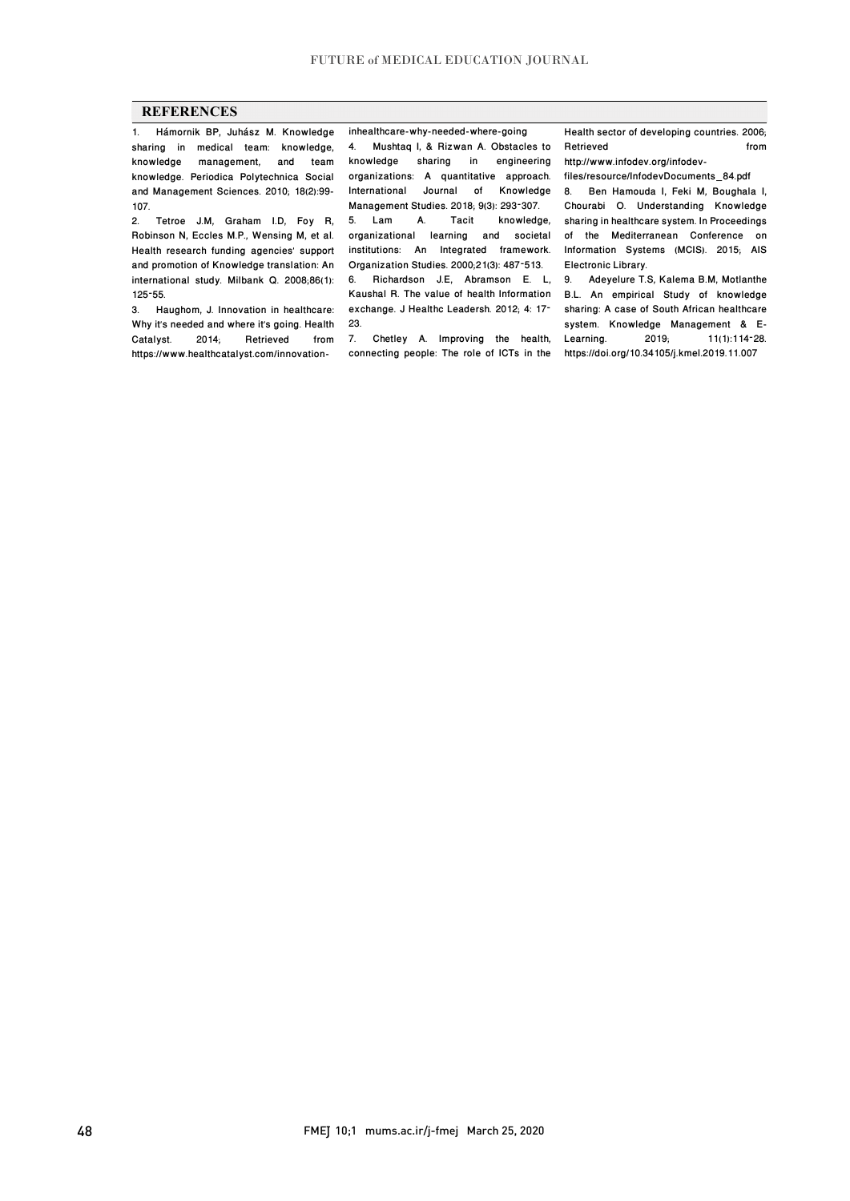## REFERENCES

1. Hámornik BP, Juhász M. Knowledge sharing in medical team: knowledge, knowledge management, and team knowledge. Periodica Polytechnica Social and Management Sciences. 2010; 18(2):99-107.
2. Tetroe J.M, Graham I.D, Foy R, Robinson N, Eccles M.P., Wensing M, et al. Health research funding agencies' support and promotion of Knowledge translation: An international study. Milbank Q. 2008;86(1): 125-55.
3. Haughom, J. Innovation in healthcare: Why it's needed and where it's going. Health Catalyst. 2014; Retrieved from https://www.healthcatalyst.com/innovation-inhealthcare-why-needed-where-going
4. Mushtaq I, & Rizwan A. Obstacles to knowledge sharing in engineering organizations: A quantitative approach. International Journal of Knowledge Management Studies. 2018; 9(3): 293-307.
5. Lam A. Tacit knowledge, organizational learning and societal institutions: An Integrated framework. Organization Studies. 2000;21(3): 487-513.
6. Richardson J.E, Abramson E. L, Kaushal R. The value of health Information exchange. J Healthc Leadersh. 2012; 4: 17-23.
7. Chetley A. Improving the health, connecting people: The role of ICTs in the Health sector of developing countries. 2006; Retrieved from http://www.infodev.org/infodev-files/resource/InfodevDocuments_84.pdf
8. Ben Hamouda I, Feki M, Boughala I, Chourabi O. Understanding Knowledge sharing in healthcare system. In Proceedings of the Mediterranean Conference on Information Systems (MCIS). 2015; AIS Electronic Library.
9. Adeyelure T.S, Kalema B.M, Motlanthe B.L. An empirical Study of knowledge sharing: A case of South African healthcare system. Knowledge Management & E-Learning. 2019; 11(1):114-28. https://doi.org/10.34105/j.kmel.2019.11.007